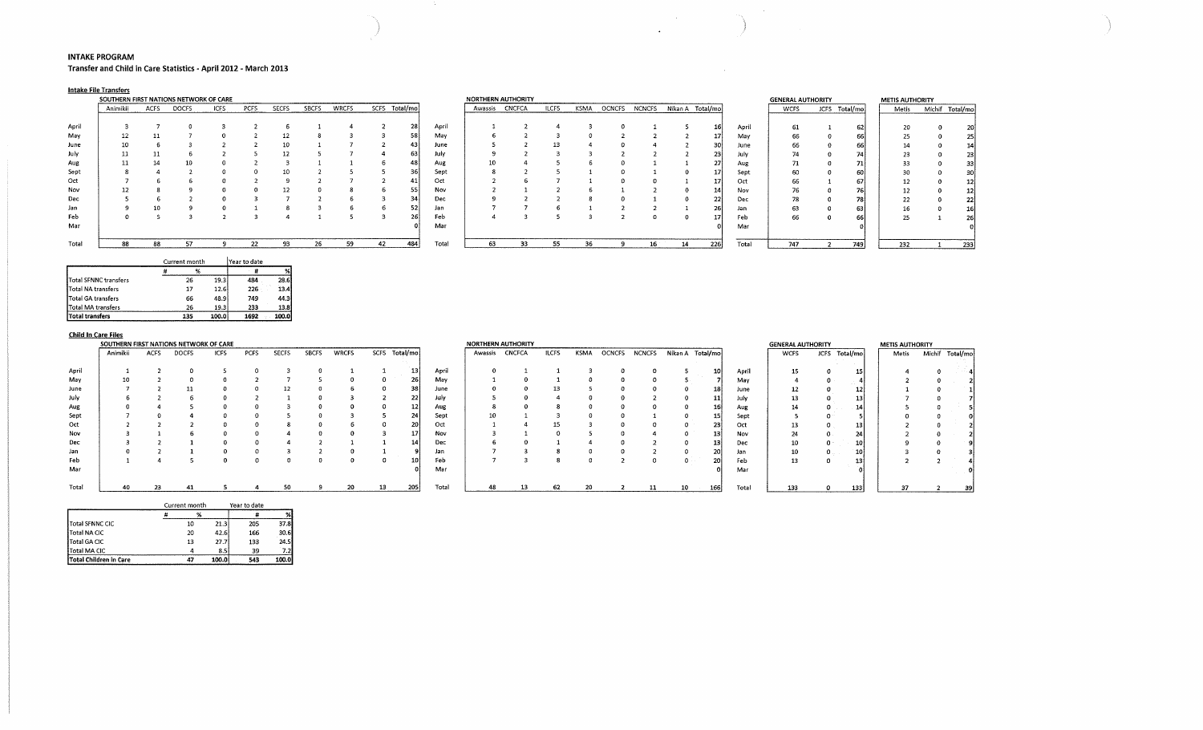# INTAKE PROGRAM

## Transfer and Child in Care Statistics - April 2012 - March 2013

### Intake File Transfers

**SOUTHERN FIRST NATIONS NETWORK OF CARE**

| | Animikii | ACFS | DOCFS | ICFS | PCFS | SECFS | SBCFS | WRCFS | SCFS | Total/mo |
|---|---|---|---|---|---|---|---|---|---|---|
| April | 3 | 7 | 0 | 3 | 2 | 6 | 1 | 4 | 2 | 28 |
| May | 12 | 11 | 7 | 0 | 2 | 12 | 8 | 3 | 3 | 58 |
| June | 10 | 6 | 3 | 2 | 2 | 10 | 1 | 7 | 2 | 43 |
| July | 11 | 11 | 6 | 2 | 5 | 12 | 5 | 7 | 4 | 63 |
| Aug | 11 | 14 | 10 | 0 | 2 | 3 | 1 | 1 | 6 | 48 |
| Sept | 8 | 4 | 2 | 0 | 0 | 10 | 2 | 5 | 5 | 36 |
| Oct | 7 | 6 | 6 | 0 | 2 | 9 | 2 | 7 | 2 | 41 |
| Nov | 12 | 8 | 9 | 0 | 0 | 12 | 0 | 8 | 6 | 55 |
| Dec | 5 | 6 | 2 | 0 | 3 | 7 | 2 | 6 | 3 | 34 |
| Jan | 9 | 10 | 9 | 0 | 1 | 8 | 3 | 6 | 6 | 52 |
| Feb | 0 | 5 | 3 | 2 | 3 | 4 | 1 | 5 | 3 | 26 |
| Mar | | | | | | | | | | 0 |
| Total | 88 | 88 | 57 | 9 | 22 | 93 | 26 | 59 | 42 | 484 |

**NORTHERN AUTHORITY**

| | Awassis | CNCFCA | ILCFS | KSMA | OCNCFS | NCNCFS | Nikan A | Total/mo |
|---|---|---|---|---|---|---|---|---|
| April | 1 | 2 | 4 | 3 | 0 | 1 | 5 | 16 |
| May | 6 | 2 | 3 | 0 | 2 | 2 | 2 | 17 |
| June | 5 | 2 | 13 | 4 | 0 | 4 | 2 | 30 |
| July | 9 | 2 | 3 | 3 | 2 | 2 | 2 | 23 |
| Aug | 10 | 4 | 5 | 6 | 0 | 1 | 1 | 27 |
| Sept | 8 | 2 | 5 | 1 | 0 | 1 | 0 | 17 |
| Oct | 2 | 6 | 7 | 1 | 0 | 0 | 1 | 17 |
| Nov | 2 | 1 | 2 | 6 | 1 | 2 | 0 | 14 |
| Dec | 9 | 2 | 2 | 8 | 0 | 1 | 0 | 22 |
| Jan | 7 | 7 | 6 | 1 | 2 | 2 | 1 | 26 |
| Feb | 4 | 3 | 5 | 3 | 2 | 0 | 0 | 17 |
| Mar | | | | | | | | 0 |
| Total | 63 | 33 | 55 | 36 | 9 | 16 | 14 | 226 |

**GENERAL AUTHORITY**

| | WCFS | JCFS | Total/mo |
|---|---|---|---|
| April | 61 | 1 | 62 |
| May | 66 | 0 | 66 |
| June | 66 | 0 | 66 |
| July | 74 | 0 | 74 |
| Aug | 71 | 0 | 71 |
| Sept | 60 | 0 | 60 |
| Oct | 66 | 1 | 67 |
| Nov | 76 | 0 | 76 |
| Dec | 78 | 0 | 78 |
| Jan | 63 | 0 | 63 |
| Feb | 66 | 0 | 66 |
| Mar | | | 0 |
| Total | 747 | 2 | 749 |

**METIS AUTHORITY**

| | Metis | Michif | Total/mo |
|---|---|---|---|
| April | 20 | 0 | 20 |
| May | 25 | 0 | 25 |
| June | 14 | 0 | 14 |
| July | 23 | 0 | 23 |
| Aug | 33 | 0 | 33 |
| Sept | 30 | 0 | 30 |
| Oct | 12 | 0 | 12 |
| Nov | 12 | 0 | 12 |
| Dec | 22 | 0 | 22 |
| Jan | 16 | 0 | 16 |
| Feb | 25 | 1 | 26 |
| Mar | | | 0 |
| Total | 232 | 1 | 233 |

| | Current month # | Current month % | Year to date # | Year to date % |
|---|---|---|---|---|
| Total SFNNC transfers | 26 | 19.3 | 484 | 28.6 |
| Total NA transfers | 17 | 12.6 | 226 | 13.4 |
| Total GA transfers | 66 | 48.9 | 749 | 44.3 |
| Total MA transfers | 26 | 19.3 | 233 | 13.8 |
| **Total transfers** | 135 | 100.0 | 1692 | 100.0 |

### Child In Care Files

**SOUTHERN FIRST NATIONS NETWORK OF CARE**

| | Animikii | ACFS | DOCFS | ICFS | PCFS | SECFS | SBCFS | WRCFS | SCFS | Total/mo |
|---|---|---|---|---|---|---|---|---|---|---|
| April | 1 | 2 | 0 | 5 | 0 | 3 | 0 | 1 | 1 | 13 |
| May | 10 | 2 | 0 | 0 | 2 | 7 | 5 | 0 | 0 | 26 |
| June | 7 | 2 | 11 | 0 | 0 | 12 | 0 | 6 | 0 | 38 |
| July | 6 | 2 | 6 | 0 | 2 | 1 | 0 | 3 | 2 | 22 |
| Aug | 0 | 4 | 5 | 0 | 0 | 3 | 0 | 0 | 0 | 12 |
| Sept | 7 | 0 | 4 | 0 | 0 | 5 | 0 | 3 | 5 | 24 |
| Oct | 2 | 2 | 2 | 0 | 0 | 8 | 0 | 6 | 0 | 20 |
| Nov | 3 | 1 | 6 | 0 | 0 | 4 | 0 | 0 | 3 | 17 |
| Dec | 3 | 2 | 1 | 0 | 0 | 4 | 2 | 1 | 1 | 14 |
| Jan | 0 | 2 | 1 | 0 | 0 | 3 | 2 | 0 | 1 | 9 |
| Feb | 1 | 4 | 5 | 0 | 0 | 0 | 0 | 0 | 0 | 10 |
| Mar | | | | | | | | | | 0 |
| Total | 40 | 23 | 41 | 5 | 4 | 50 | 9 | 20 | 13 | 205 |

**NORTHERN AUTHORITY**

| | Awassis | CNCFCA | ILCFS | KSMA | OCNCFS | NCNCFS | Nikan A | Total/mo |
|---|---|---|---|---|---|---|---|---|
| April | 0 | 1 | 1 | 3 | 0 | 0 | 5 | 10 |
| May | 1 | 0 | 1 | 0 | 0 | 0 | 5 | 7 |
| June | 0 | 0 | 13 | 5 | 0 | 0 | 0 | 18 |
| July | 5 | 0 | 4 | 0 | 0 | 2 | 0 | 11 |
| Aug | 8 | 0 | 8 | 0 | 0 | 0 | 0 | 16 |
| Sept | 10 | 1 | 3 | 0 | 0 | 1 | 0 | 15 |
| Oct | 1 | 4 | 15 | 3 | 0 | 0 | 0 | 23 |
| Nov | 3 | 1 | 0 | 5 | 0 | 4 | 0 | 13 |
| Dec | 6 | 0 | 1 | 4 | 0 | 2 | 0 | 13 |
| Jan | 7 | 3 | 8 | 0 | 0 | 2 | 0 | 20 |
| Feb | 7 | 3 | 8 | 0 | 2 | 0 | 0 | 20 |
| Mar | | | | | | | | 0 |
| Total | 48 | 13 | 62 | 20 | 2 | 11 | 10 | 166 |

**GENERAL AUTHORITY**

| | WCFS | JCFS | Total/mo |
|---|---|---|---|
| April | 15 | 0 | 15 |
| May | 4 | 0 | 4 |
| June | 12 | 0 | 12 |
| July | 13 | 0 | 13 |
| Aug | 14 | 0 | 14 |
| Sept | 5 | 0 | 5 |
| Oct | 13 | 0 | 13 |
| Nov | 24 | 0 | 24 |
| Dec | 10 | 0 | 10 |
| Jan | 10 | 0 | 10 |
| Feb | 13 | 0 | 13 |
| Mar | | | 0 |
| Total | 133 | 0 | 133 |

**METIS AUTHORITY**

| | Metis | Michif | Total/mo |
|---|---|---|---|
| April | 4 | 0 | 4 |
| May | 2 | 0 | 2 |
| June | 1 | 0 | 1 |
| July | 7 | 0 | 7 |
| Aug | 5 | 0 | 5 |
| Sept | 0 | 0 | 0 |
| Oct | 2 | 0 | 2 |
| Nov | 2 | 0 | 2 |
| Dec | 9 | 0 | 9 |
| Jan | 3 | 0 | 3 |
| Feb | 2 | 2 | 4 |
| Mar | | | 0 |
| Total | 37 | 2 | 39 |

| | Current month # | Current month % | Year to date # | Year to date % |
|---|---|---|---|---|
| Total SFNNC CIC | 10 | 21.3 | 205 | 37.8 |
| Total NA CIC | 20 | 42.6 | 166 | 30.6 |
| Total GA CIC | 13 | 27.7 | 133 | 24.5 |
| Total MA CIC | 4 | 8.5 | 39 | 7.2 |
| **Total Children in Care** | 47 | 100.0 | 543 | 100.0 |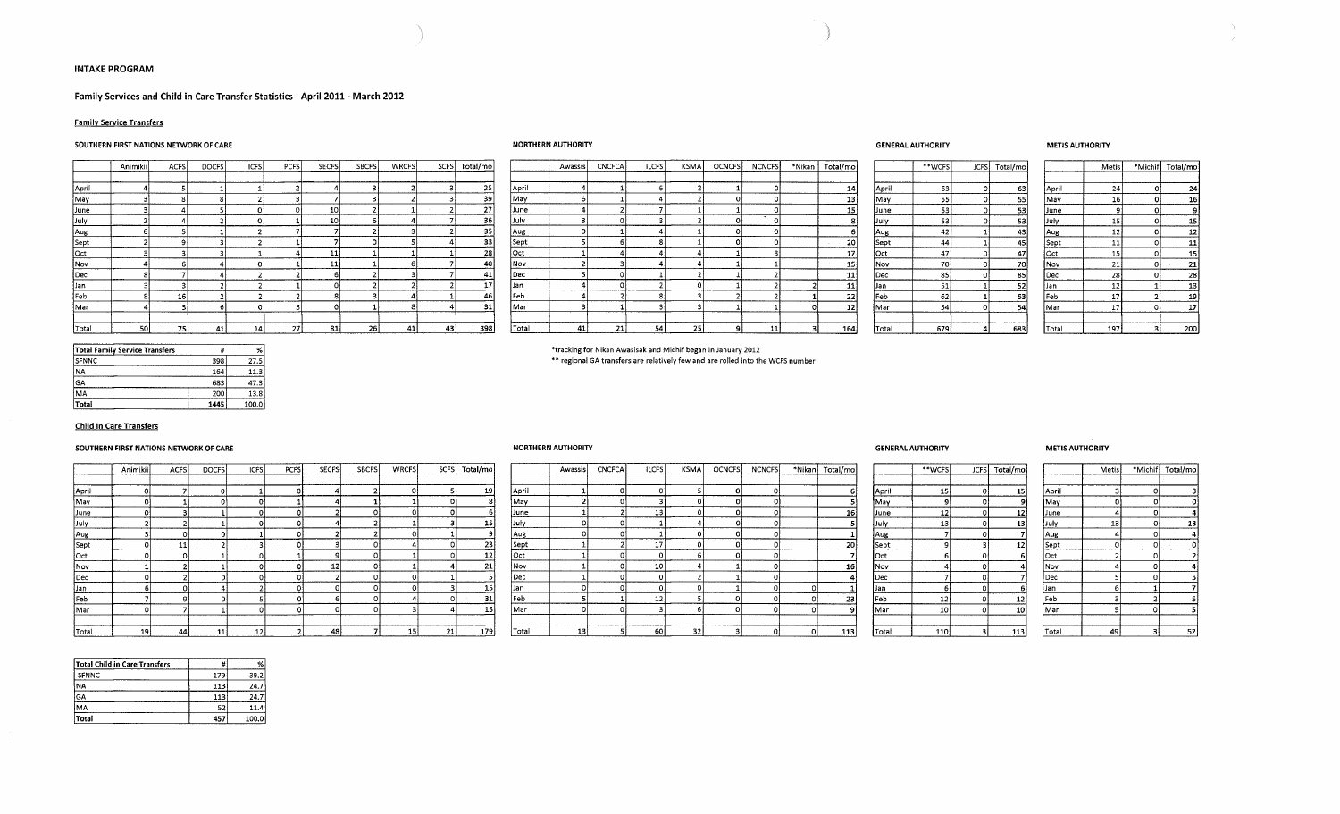# INTAKE PROGRAM

## Family Services and Child in Care Transfer Statistics - April 2011 - March 2012

### Family Service Transfers

#### SOUTHERN FIRST NATIONS NETWORK OF CARE

| | Animikii | ACFS | DOCFS | ICFS | PCFS | SECFS | SBCFS | WRCFS | SCFS | Total/mo |
|---|---|---|---|---|---|---|---|---|---|---|
| April | 4 | 5 | 1 | 1 | 2 | 4 | 3 | 2 | 3 | 25 |
| May | 3 | 8 | 8 | 3 | 7 | 3 | 2 | 3 | | 39 |
| June | 3 | 4 | 5 | 0 | 0 | 10 | 2 | 1 | 2 | 27 |
| July | 2 | 4 | 2 | 0 | 1 | 10 | 6 | 4 | 7 | 36 |
| Aug | 6 | 5 | 1 | 2 | 7 | 7 | 2 | 3 | 2 | 35 |
| Sept | 2 | 9 | 3 | 2 | 1 | 7 | 0 | 5 | 4 | 33 |
| Oct | 3 | 3 | 3 | 1 | 4 | 11 | 1 | 1 | 1 | 28 |
| Nov | 4 | 6 | 4 | 0 | 1 | 11 | 1 | 6 | 7 | 40 |
| Dec | 8 | 7 | 4 | 2 | 2 | 6 | 2 | 3 | 7 | 41 |
| Jan | 3 | 3 | 2 | 2 | 1 | 0 | 2 | 2 | 2 | 17 |
| Feb | 8 | 16 | 2 | 2 | 2 | 8 | 3 | 4 | 1 | 46 |
| Mar | 4 | 5 | 6 | 0 | 3 | 0 | 1 | 8 | 4 | 31 |
| Total | 50 | 75 | 41 | 14 | 27 | 81 | 26 | 41 | 43 | 398 |

#### NORTHERN AUTHORITY

| | Awassis | CNCFCA | ILCFS | KSMA | OCNCFS | NCNCFS | *Nikan | Total/mo |
|---|---|---|---|---|---|---|---|---|
| April | 4 | 1 | 6 | 2 | 1 | 0 | | 14 |
| May | 6 | 1 | 4 | 2 | 0 | 0 | | 13 |
| June | 4 | 2 | 7 | 1 | 1 | 0 | | 15 |
| July | 3 | 0 | 3 | 2 | 0 | 0 | | 8 |
| Aug | 0 | 1 | 4 | 1 | 0 | 0 | | 6 |
| Sept | 5 | 6 | 8 | 1 | 0 | 0 | | 20 |
| Oct | 1 | 4 | 4 | 4 | 1 | 3 | | 17 |
| Nov | 2 | 3 | 4 | 4 | 1 | 1 | | 15 |
| Dec | 5 | 0 | 1 | 2 | 1 | 2 | | 11 |
| Jan | 4 | 0 | 2 | 0 | 1 | 2 | 2 | 11 |
| Feb | 4 | 2 | 8 | 3 | 2 | 2 | 1 | 22 |
| Mar | 3 | 1 | 3 | 3 | 1 | 1 | 0 | 12 |
| Total | 41 | 21 | 54 | 25 | 9 | 11 | 3 | 164 |

#### GENERAL AUTHORITY

| | **WCFS | JCFS | Total/mo |
|---|---|---|---|
| April | 63 | 0 | 63 |
| May | 55 | 0 | 55 |
| June | 53 | 0 | 53 |
| July | 53 | 0 | 53 |
| Aug | 42 | 1 | 43 |
| Sept | 44 | 1 | 45 |
| Oct | 47 | 0 | 47 |
| Nov | 70 | 0 | 70 |
| Dec | 85 | 0 | 85 |
| Jan | 51 | 1 | 52 |
| Feb | 62 | 1 | 63 |
| Mar | 54 | 0 | 54 |
| Total | 679 | 4 | 683 |

#### METIS AUTHORITY

| | Metis | *Michif | Total/mo |
|---|---|---|---|
| April | 24 | 0 | 24 |
| May | 16 | 0 | 16 |
| June | 9 | 0 | 9 |
| July | 15 | 0 | 15 |
| Aug | 12 | 0 | 12 |
| Sept | 11 | 0 | 11 |
| Oct | 15 | 0 | 15 |
| Nov | 21 | 0 | 21 |
| Dec | 28 | 0 | 28 |
| Jan | 12 | 1 | 13 |
| Feb | 17 | 2 | 19 |
| Mar | 17 | 0 | 17 |
| Total | 197 | 3 | 200 |

| Total Family Service Transfers | # | % |
|---|---|---|
| SFNNC | 398 | 27.5 |
| NA | 164 | 11.3 |
| GA | 683 | 47.3 |
| MA | 200 | 13.8 |
| Total | 1445 | 100.0 |

*tracking for Nikan Awasisak and Michif began in January 2012

** regional GA transfers are relatively few and are rolled into the WCFS number

### Child In Care Transfers

#### SOUTHERN FIRST NATIONS NETWORK OF CARE

| | Animikii | ACFS | DOCFS | ICFS | PCFS | SECFS | SBCFS | WRCFS | SCFS | Total/mo |
|---|---|---|---|---|---|---|---|---|---|---|
| April | 0 | 7 | 0 | 1 | 0 | 4 | 2 | 0 | 5 | 19 |
| May | 0 | 1 | 0 | 0 | 1 | 4 | 1 | 1 | 0 | 8 |
| June | 0 | 3 | 1 | 0 | 0 | 2 | 0 | 0 | 0 | 6 |
| July | 2 | 2 | 1 | 0 | 0 | 4 | 2 | 1 | 3 | 15 |
| Aug | 3 | 0 | 0 | 1 | 0 | 2 | 2 | 0 | 1 | 9 |
| Sept | 0 | 11 | 2 | 3 | 0 | 3 | 0 | 4 | 0 | 23 |
| Oct | 0 | 0 | 1 | 0 | 1 | 9 | 0 | 1 | 0 | 12 |
| Nov | 1 | 2 | 1 | 0 | 0 | 12 | 0 | 1 | 4 | 21 |
| Dec | 0 | 2 | 0 | 0 | 0 | 2 | 0 | 0 | 1 | 5 |
| Jan | 6 | 0 | 4 | 2 | 0 | 0 | 0 | 0 | 3 | 15 |
| Feb | 7 | 9 | 0 | 5 | 0 | 6 | 0 | 4 | 0 | 31 |
| Mar | 0 | 7 | 1 | 0 | 0 | 0 | 0 | 3 | 4 | 15 |
| Total | 19 | 44 | 11 | 12 | 2 | 48 | 7 | 15 | 21 | 179 |

#### NORTHERN AUTHORITY

| | Awassis | CNCFCA | ILCFS | KSMA | OCNCFS | NCNCFS | *Nikan | Total/mo |
|---|---|---|---|---|---|---|---|---|
| April | 1 | 0 | 0 | 5 | 0 | 0 | | 6 |
| May | 2 | 0 | 3 | 0 | 0 | 0 | | 5 |
| June | 1 | 2 | 13 | 0 | 0 | 0 | | 16 |
| July | 0 | 0 | 1 | 4 | 0 | 0 | | 5 |
| Aug | 0 | 0 | 1 | 0 | 0 | 0 | | 1 |
| Sept | 1 | 2 | 17 | 0 | 0 | 0 | | 20 |
| Oct | 1 | 0 | 0 | 6 | 0 | 0 | | 7 |
| Nov | 1 | 0 | 10 | 4 | 1 | 0 | | 16 |
| Dec | 1 | 0 | 0 | 2 | 1 | 0 | | 4 |
| Jan | 0 | 0 | 0 | 0 | 1 | 0 | 0 | 1 |
| Feb | 5 | 1 | 12 | 5 | 0 | 0 | 0 | 23 |
| Mar | 0 | 0 | 3 | 6 | 0 | 0 | 0 | 9 |
| Total | 13 | 5 | 60 | 32 | 3 | 0 | 0 | 113 |

#### GENERAL AUTHORITY

| | **WCFS | JCFS | Total/mo |
|---|---|---|---|
| April | 15 | 0 | 15 |
| May | 9 | 0 | 9 |
| June | 12 | 0 | 12 |
| July | 13 | 0 | 13 |
| Aug | 7 | 0 | 7 |
| Sept | 9 | 3 | 12 |
| Oct | 6 | 0 | 6 |
| Nov | 4 | 0 | 4 |
| Dec | 7 | 0 | 7 |
| Jan | 6 | 0 | 6 |
| Feb | 12 | 0 | 12 |
| Mar | 10 | 0 | 10 |
| Total | 110 | 3 | 113 |

#### METIS AUTHORITY

| | Metis | *Michif | Total/mo |
|---|---|---|---|
| April | 3 | 0 | 3 |
| May | 0 | 0 | 0 |
| June | 4 | 0 | 4 |
| July | 13 | 0 | 13 |
| Aug | 4 | 0 | 4 |
| Sept | 0 | 0 | 0 |
| Oct | 2 | 0 | 2 |
| Nov | 4 | 0 | 4 |
| Dec | 5 | 0 | 5 |
| Jan | 6 | 1 | 7 |
| Feb | 3 | 2 | 5 |
| Mar | 5 | 0 | 5 |
| Total | 49 | 3 | 52 |

| Total Child in Care Transfers | # | % |
|---|---|---|
| SFNNC | 179 | 39.2 |
| NA | 113 | 24.7 |
| GA | 113 | 24.7 |
| MA | 52 | 11.4 |
| Total | 457 | 100.0 |